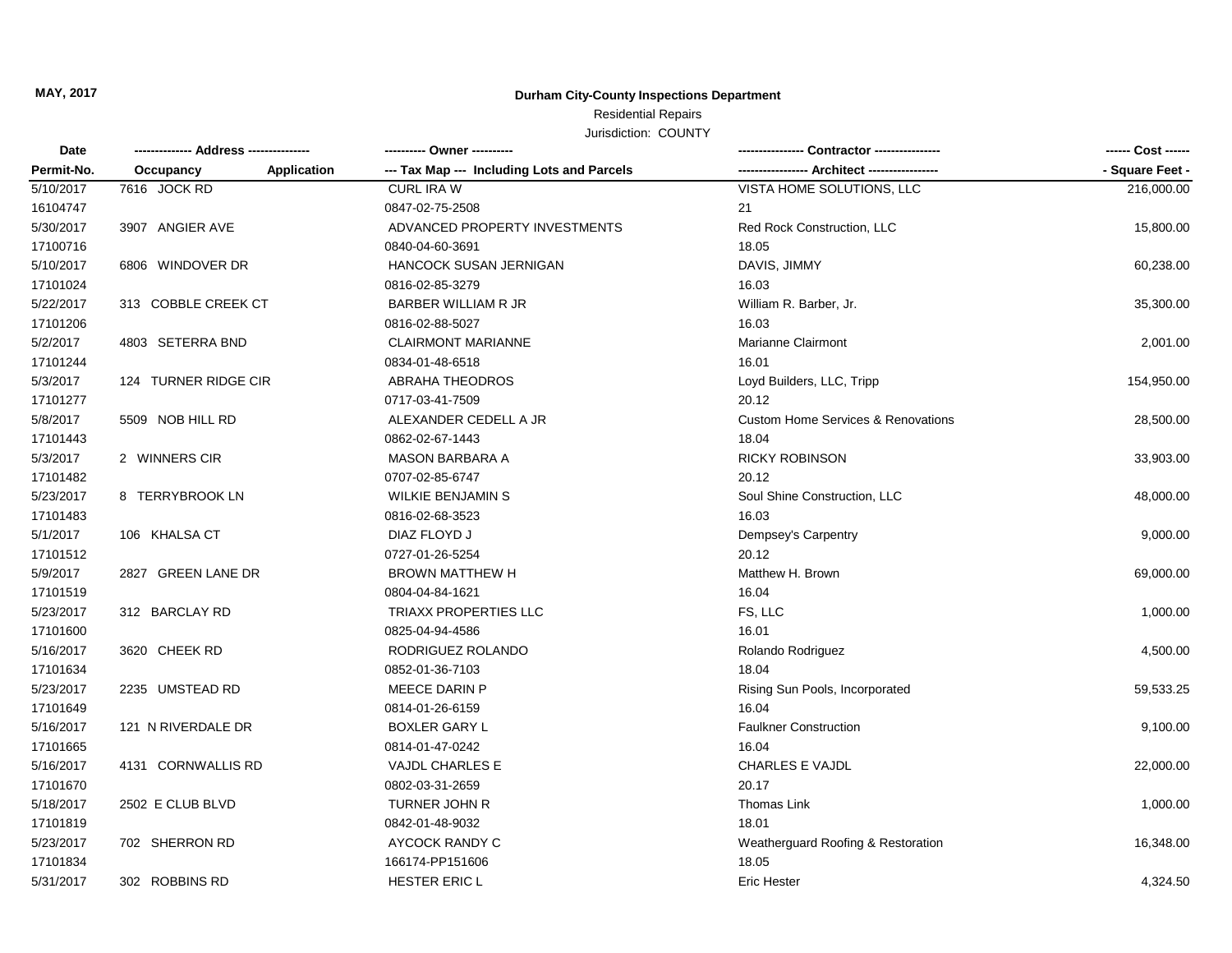**MAY, 2017**

## Durham City-County Inspections Department

Residential Repairs

Jurisdiction: COUNTY

| Date<br>Permit-No. | ------------- Address --------------<br>Occupancy | Application | ---------- Owner ----------<br>--- Tax Map --- Including Lots and Parcels | ---------------- Contractor ----------------<br>----------------- Architect ----------------- | ------ Cost ------<br>- Square Feet - |
|---|---|---|---|---|---|
| 5/10/2017 | 7616 JOCK RD | | CURL IRA W | VISTA HOME SOLUTIONS, LLC | 216,000.00 |
| 16104747 | | | 0847-02-75-2508 | 21 | |
| 5/30/2017 | 3907 ANGIER AVE | | ADVANCED PROPERTY INVESTMENTS | Red Rock Construction, LLC | 15,800.00 |
| 17100716 | | | 0840-04-60-3691 | 18.05 | |
| 5/10/2017 | 6806 WINDOVER DR | | HANCOCK SUSAN JERNIGAN | DAVIS, JIMMY | 60,238.00 |
| 17101024 | | | 0816-02-85-3279 | 16.03 | |
| 5/22/2017 | 313 COBBLE CREEK CT | | BARBER WILLIAM R JR | William R. Barber, Jr. | 35,300.00 |
| 17101206 | | | 0816-02-88-5027 | 16.03 | |
| 5/2/2017 | 4803 SETERRA BND | | CLAIRMONT MARIANNE | Marianne Clairmont | 2,001.00 |
| 17101244 | | | 0834-01-48-6518 | 16.01 | |
| 5/3/2017 | 124 TURNER RIDGE CIR | | ABRAHA THEODROS | Loyd Builders, LLC, Tripp | 154,950.00 |
| 17101277 | | | 0717-03-41-7509 | 20.12 | |
| 5/8/2017 | 5509 NOB HILL RD | | ALEXANDER CEDELL A JR | Custom Home Services & Renovations | 28,500.00 |
| 17101443 | | | 0862-02-67-1443 | 18.04 | |
| 5/3/2017 | 2 WINNERS CIR | | MASON BARBARA A | RICKY ROBINSON | 33,903.00 |
| 17101482 | | | 0707-02-85-6747 | 20.12 | |
| 5/23/2017 | 8 TERRYBROOK LN | | WILKIE BENJAMIN S | Soul Shine Construction, LLC | 48,000.00 |
| 17101483 | | | 0816-02-68-3523 | 16.03 | |
| 5/1/2017 | 106 KHALSA CT | | DIAZ FLOYD J | Dempsey's Carpentry | 9,000.00 |
| 17101512 | | | 0727-01-26-5254 | 20.12 | |
| 5/9/2017 | 2827 GREEN LANE DR | | BROWN MATTHEW H | Matthew H. Brown | 69,000.00 |
| 17101519 | | | 0804-04-84-1621 | 16.04 | |
| 5/23/2017 | 312 BARCLAY RD | | TRIAXX PROPERTIES LLC | FS, LLC | 1,000.00 |
| 17101600 | | | 0825-04-94-4586 | 16.01 | |
| 5/16/2017 | 3620 CHEEK RD | | RODRIGUEZ ROLANDO | Rolando Rodriguez | 4,500.00 |
| 17101634 | | | 0852-01-36-7103 | 18.04 | |
| 5/23/2017 | 2235 UMSTEAD RD | | MEECE DARIN P | Rising Sun Pools, Incorporated | 59,533.25 |
| 17101649 | | | 0814-01-26-6159 | 16.04 | |
| 5/16/2017 | 121 N RIVERDALE DR | | BOXLER GARY L | Faulkner Construction | 9,100.00 |
| 17101665 | | | 0814-01-47-0242 | 16.04 | |
| 5/16/2017 | 4131 CORNWALLIS RD | | VAJDL CHARLES E | CHARLES E VAJDL | 22,000.00 |
| 17101670 | | | 0802-03-31-2659 | 20.17 | |
| 5/18/2017 | 2502 E CLUB BLVD | | TURNER JOHN R | Thomas Link | 1,000.00 |
| 17101819 | | | 0842-01-48-9032 | 18.01 | |
| 5/23/2017 | 702 SHERRON RD | | AYCOCK RANDY C | Weatherguard Roofing & Restoration | 16,348.00 |
| 17101834 | | | 166174-PP151606 | 18.05 | |
| 5/31/2017 | 302 ROBBINS RD | | HESTER ERIC L | Eric Hester | 4,324.50 |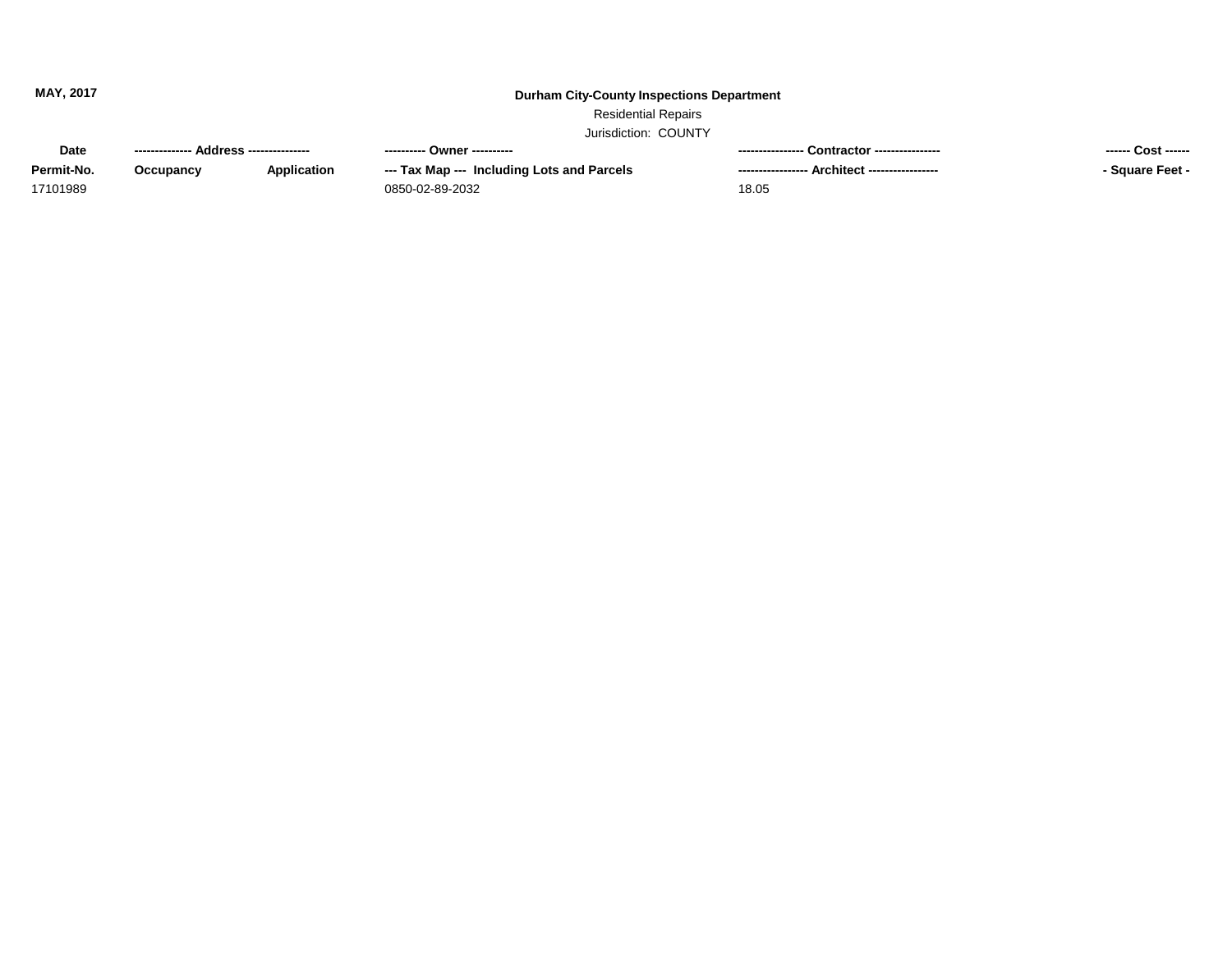**MAY, 2017**

**Durham City-County Inspections Department**

Residential Repairs

Jurisdiction: COUNTY

| Date | -------------- Address --------------- | | ---------- Owner ---------- | ---------------- Contractor ---------------- | ------ Cost ------ |
|---|---|---|---|---|---|
| **Permit-No.** | **Occupancy** | **Application** | **--- Tax Map --- Including Lots and Parcels** | **----------------- Architect -----------------** | **- Square Feet -** |
| 17101989 | | | 0850-02-89-2032 | 18.05 | |